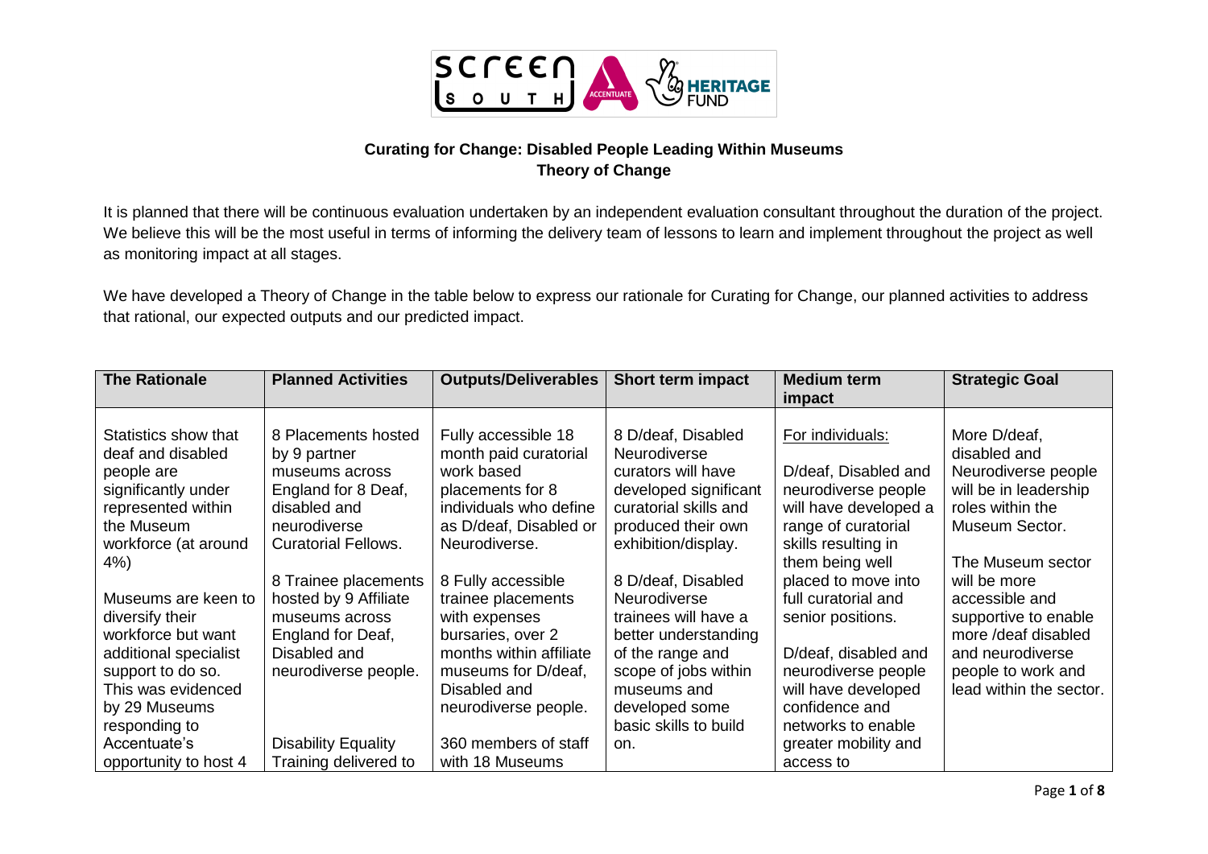**Curating for Change: Disabled People Leading Within Museums**
**Theory of Change**

It is planned that there will be continuous evaluation undertaken by an independent evaluation consultant throughout the duration of the project. We believe this will be the most useful in terms of informing the delivery team of lessons to learn and implement throughout the project as well as monitoring impact at all stages.

We have developed a Theory of Change in the table below to express our rationale for Curating for Change, our planned activities to address that rational, our expected outputs and our predicted impact.

| The Rationale | Planned Activities | Outputs/Deliverables | Short term impact | Medium term impact | Strategic Goal |
|---|---|---|---|---|---|
| Statistics show that deaf and disabled people are significantly under represented within the Museum workforce (at around 4%)<br><br>Museums are keen to diversify their workforce but want additional specialist support to do so. This was evidenced by 29 Museums responding to Accentuate's opportunity to host 4 | 8 Placements hosted by 9 partner museums across England for 8 Deaf, disabled and neurodiverse Curatorial Fellows.<br><br>8 Trainee placements hosted by 9 Affiliate museums across England for Deaf, Disabled and neurodiverse people.<br><br>Disability Equality Training delivered to | Fully accessible 18 month paid curatorial work based placements for 8 individuals who define as D/deaf, Disabled or Neurodiverse.<br><br>8 Fully accessible trainee placements with expenses bursaries, over 2 months within affiliate museums for D/deaf, Disabled and neurodiverse people.<br><br>360 members of staff with 18 Museums | 8 D/deaf, Disabled Neurodiverse curators will have developed significant curatorial skills and produced their own exhibition/display.<br><br>8 D/deaf, Disabled Neurodiverse trainees will have a better understanding of the range and scope of jobs within museums and developed some basic skills to build on. | For individuals:<br><br>D/deaf, Disabled and neurodiverse people will have developed a range of curatorial skills resulting in them being well placed to move into full curatorial and senior positions.<br><br>D/deaf, disabled and neurodiverse people will have developed confidence and networks to enable greater mobility and access to | More D/deaf, disabled and Neurodiverse people will be in leadership roles within the Museum Sector.<br><br>The Museum sector will be more accessible and supportive to enable more /deaf disabled and neurodiverse people to work and lead within the sector. |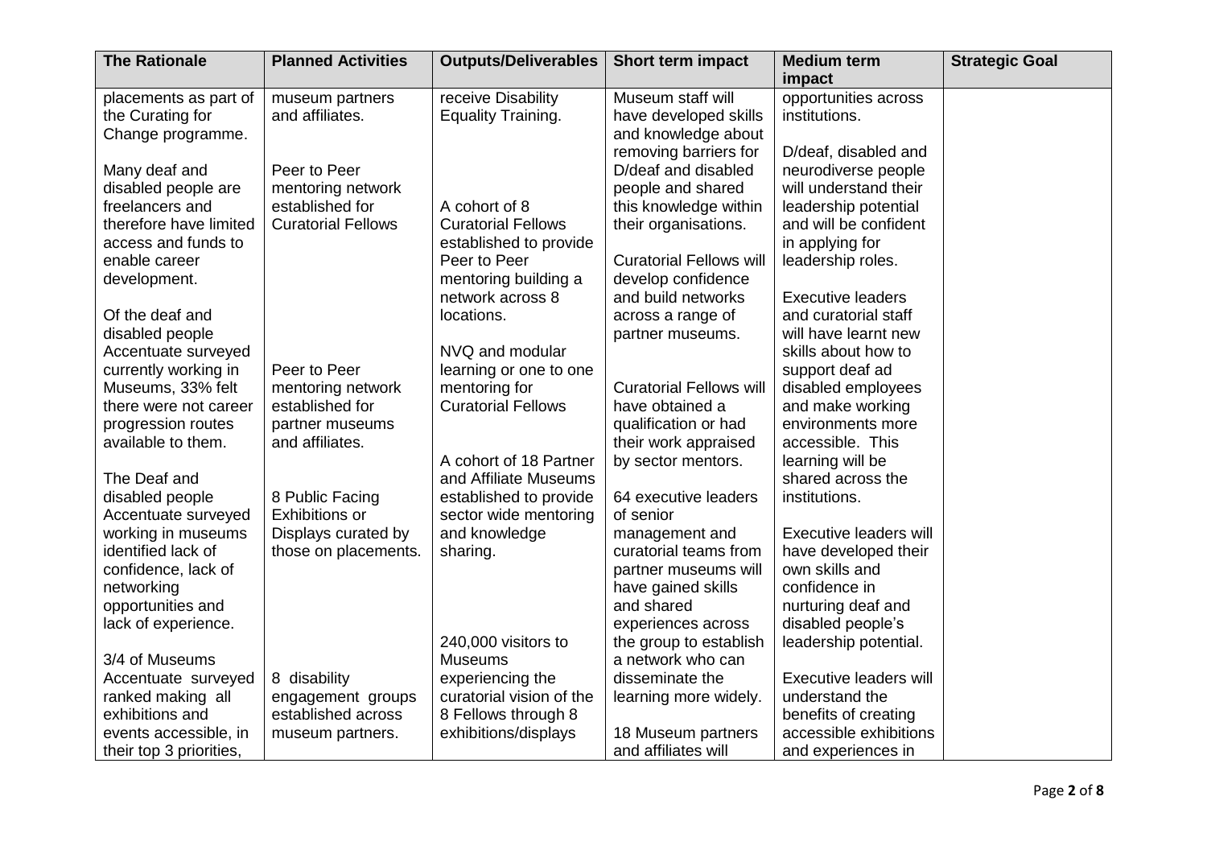| The Rationale | Planned Activities | Outputs/Deliverables | Short term impact | Medium term impact | Strategic Goal |
|---|---|---|---|---|---|
| placements as part of the Curating for Change programme.<br><br>Many deaf and disabled people are freelancers and therefore have limited access and funds to enable career development.<br><br>Of the deaf and disabled people Accentuate surveyed currently working in Museums, 33% felt there were not career progression routes available to them.<br><br>The Deaf and disabled people Accentuate surveyed working in museums identified lack of confidence, lack of networking opportunities and lack of experience.<br><br>3/4 of Museums Accentuate surveyed ranked making all exhibitions and events accessible, in their top 3 priorities, | museum partners and affiliates.<br><br>Peer to Peer mentoring network established for Curatorial Fellows<br><br>Peer to Peer mentoring network established for partner museums and affiliates.<br><br>8 Public Facing Exhibitions or Displays curated by those on placements.<br><br>8 disability engagement groups established across museum partners. | receive Disability Equality Training.<br><br>A cohort of 8 Curatorial Fellows established to provide Peer to Peer mentoring building a network across 8 locations.<br><br>NVQ and modular learning or one to one mentoring for Curatorial Fellows<br><br>A cohort of 18 Partner and Affiliate Museums established to provide sector wide mentoring and knowledge sharing.<br><br>240,000 visitors to Museums experiencing the curatorial vision of the 8 Fellows through 8 exhibitions/displays | Museum staff will have developed skills and knowledge about removing barriers for D/deaf and disabled people and shared this knowledge within their organisations.<br><br>Curatorial Fellows will develop confidence and build networks across a range of partner museums.<br><br>Curatorial Fellows will have obtained a qualification or had their work appraised by sector mentors.<br><br>64 executive leaders of senior management and curatorial teams from partner museums will have gained skills and shared experiences across the group to establish a network who can disseminate the learning more widely.<br><br>18 Museum partners and affiliates will | opportunities across institutions.<br><br>D/deaf, disabled and neurodiverse people will understand their leadership potential and will be confident in applying for leadership roles.<br><br>Executive leaders and curatorial staff will have learnt new skills about how to support deaf ad disabled employees and make working environments more accessible. This learning will be shared across the institutions.<br><br>Executive leaders will have developed their own skills and confidence in nurturing deaf and disabled people's leadership potential.<br><br>Executive leaders will understand the benefits of creating accessible exhibitions and experiences in | |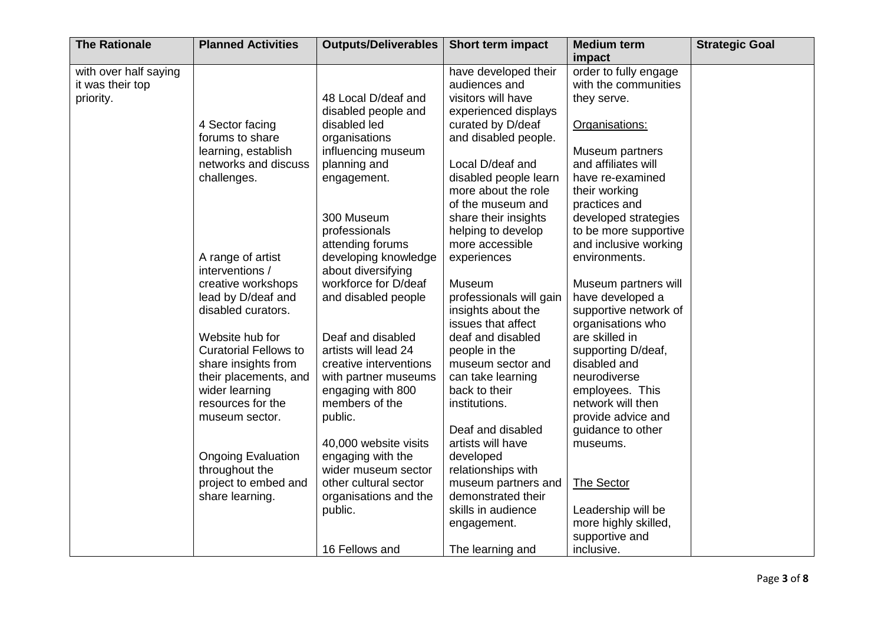| The Rationale | Planned Activities | Outputs/Deliverables | Short term impact | Medium term impact | Strategic Goal |
|---|---|---|---|---|---|
| with over half saying it was their top priority. | 4 Sector facing forums to share learning, establish networks and discuss challenges.<br><br>A range of artist interventions / creative workshops lead by D/deaf and disabled curators.<br><br>Website hub for Curatorial Fellows to share insights from their placements, and wider learning resources for the museum sector.<br><br>Ongoing Evaluation throughout the project to embed and share learning. | 48 Local D/deaf and disabled people and disabled led organisations influencing museum planning and engagement.<br><br>300 Museum professionals attending forums developing knowledge about diversifying workforce for D/deaf and disabled people<br><br>Deaf and disabled artists will lead 24 creative interventions with partner museums engaging with 800 members of the public.<br><br>40,000 website visits engaging with the wider museum sector other cultural sector organisations and the public.<br><br>16 Fellows and | have developed their audiences and visitors will have experienced displays curated by D/deaf and disabled people.<br><br>Local D/deaf and disabled people learn more about the role of the museum and share their insights helping to develop more accessible experiences<br><br>Museum professionals will gain insights about the issues that affect deaf and disabled people in the museum sector and can take learning back to their institutions.<br><br>Deaf and disabled artists will have developed relationships with museum partners and demonstrated their skills in audience engagement.<br><br>The learning and | order to fully engage with the communities they serve.<br><br><u>Organisations:</u><br><br>Museum partners and affiliates will have re-examined their working practices and developed strategies to be more supportive and inclusive working environments.<br><br>Museum partners will have developed a supportive network of organisations who are skilled in supporting D/deaf, disabled and neurodiverse employees. This network will then provide advice and guidance to other museums.<br><br><u>The Sector</u><br><br>Leadership will be more highly skilled, supportive and inclusive. | |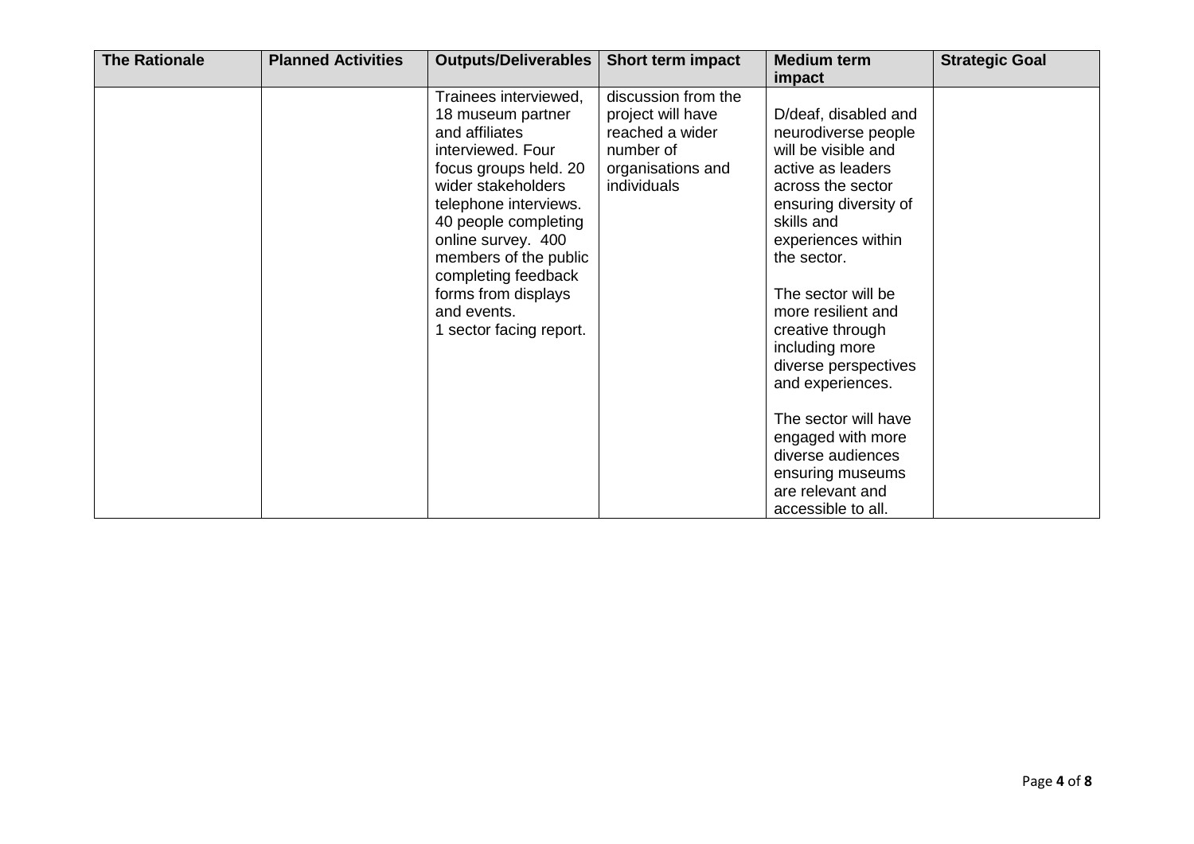| The Rationale | Planned Activities | Outputs/Deliverables | Short term impact | Medium term impact | Strategic Goal |
|---|---|---|---|---|---|
| | | Trainees interviewed, 18 museum partner and affiliates interviewed. Four focus groups held. 20 wider stakeholders telephone interviews. 40 people completing online survey. 400 members of the public completing feedback forms from displays and events. 1 sector facing report. | discussion from the project will have reached a wider number of organisations and individuals | D/deaf, disabled and neurodiverse people will be visible and active as leaders across the sector ensuring diversity of skills and experiences within the sector. The sector will be more resilient and creative through including more diverse perspectives and experiences. The sector will have engaged with more diverse audiences ensuring museums are relevant and accessible to all. | |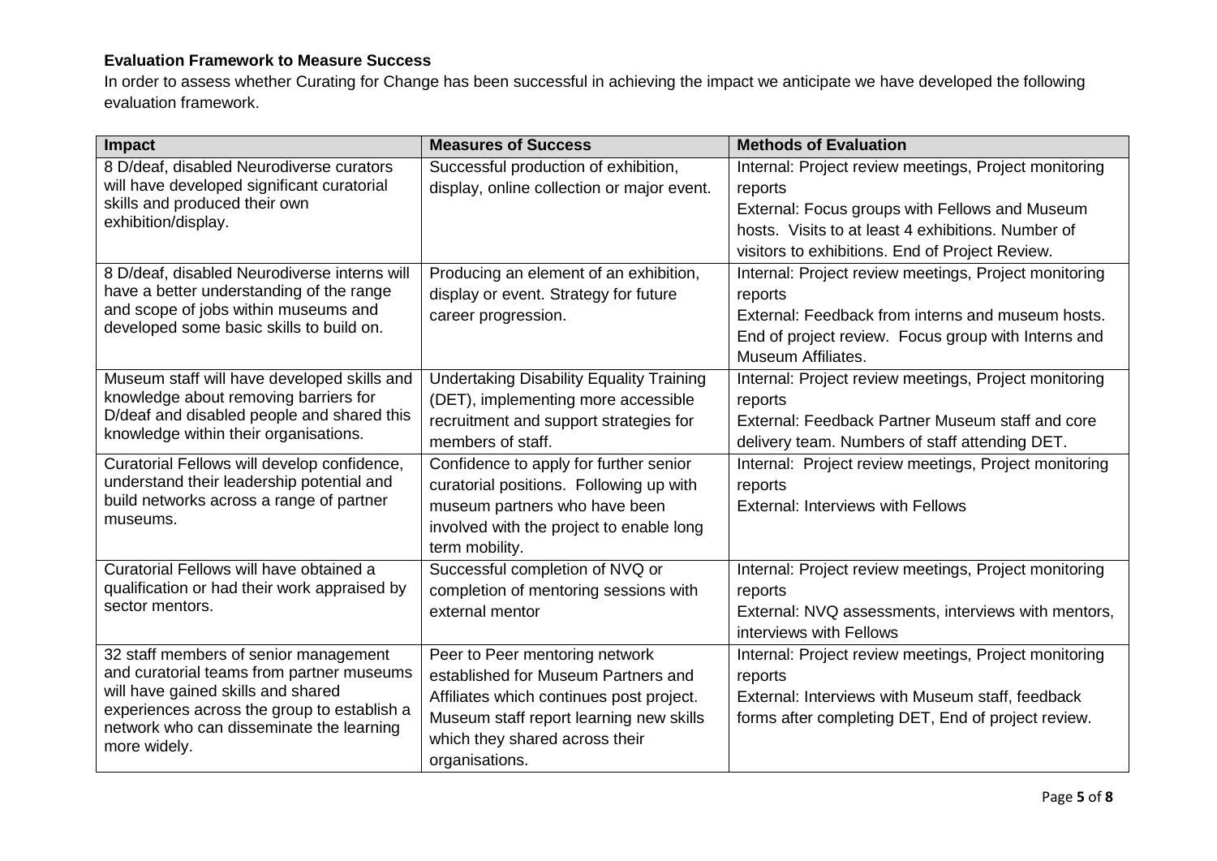**Evaluation Framework to Measure Success**

In order to assess whether Curating for Change has been successful in achieving the impact we anticipate we have developed the following evaluation framework.

| Impact | Measures of Success | Methods of Evaluation |
|---|---|---|
| 8 D/deaf, disabled Neurodiverse curators will have developed significant curatorial skills and produced their own exhibition/display. | Successful production of exhibition, display, online collection or major event. | Internal: Project review meetings, Project monitoring reports<br>External: Focus groups with Fellows and Museum hosts. Visits to at least 4 exhibitions. Number of visitors to exhibitions. End of Project Review. |
| 8 D/deaf, disabled Neurodiverse interns will have a better understanding of the range and scope of jobs within museums and developed some basic skills to build on. | Producing an element of an exhibition, display or event. Strategy for future career progression. | Internal: Project review meetings, Project monitoring reports<br>External: Feedback from interns and museum hosts. End of project review. Focus group with Interns and Museum Affiliates. |
| Museum staff will have developed skills and knowledge about removing barriers for D/deaf and disabled people and shared this knowledge within their organisations. | Undertaking Disability Equality Training (DET), implementing more accessible recruitment and support strategies for members of staff. | Internal: Project review meetings, Project monitoring reports<br>External: Feedback Partner Museum staff and core delivery team. Numbers of staff attending DET. |
| Curatorial Fellows will develop confidence, understand their leadership potential and build networks across a range of partner museums. | Confidence to apply for further senior curatorial positions. Following up with museum partners who have been involved with the project to enable long term mobility. | Internal: Project review meetings, Project monitoring reports<br>External: Interviews with Fellows |
| Curatorial Fellows will have obtained a qualification or had their work appraised by sector mentors. | Successful completion of NVQ or completion of mentoring sessions with external mentor | Internal: Project review meetings, Project monitoring reports<br>External: NVQ assessments, interviews with mentors, interviews with Fellows |
| 32 staff members of senior management and curatorial teams from partner museums will have gained skills and shared experiences across the group to establish a network who can disseminate the learning more widely. | Peer to Peer mentoring network established for Museum Partners and Affiliates which continues post project. Museum staff report learning new skills which they shared across their organisations. | Internal: Project review meetings, Project monitoring reports<br>External: Interviews with Museum staff, feedback forms after completing DET, End of project review. |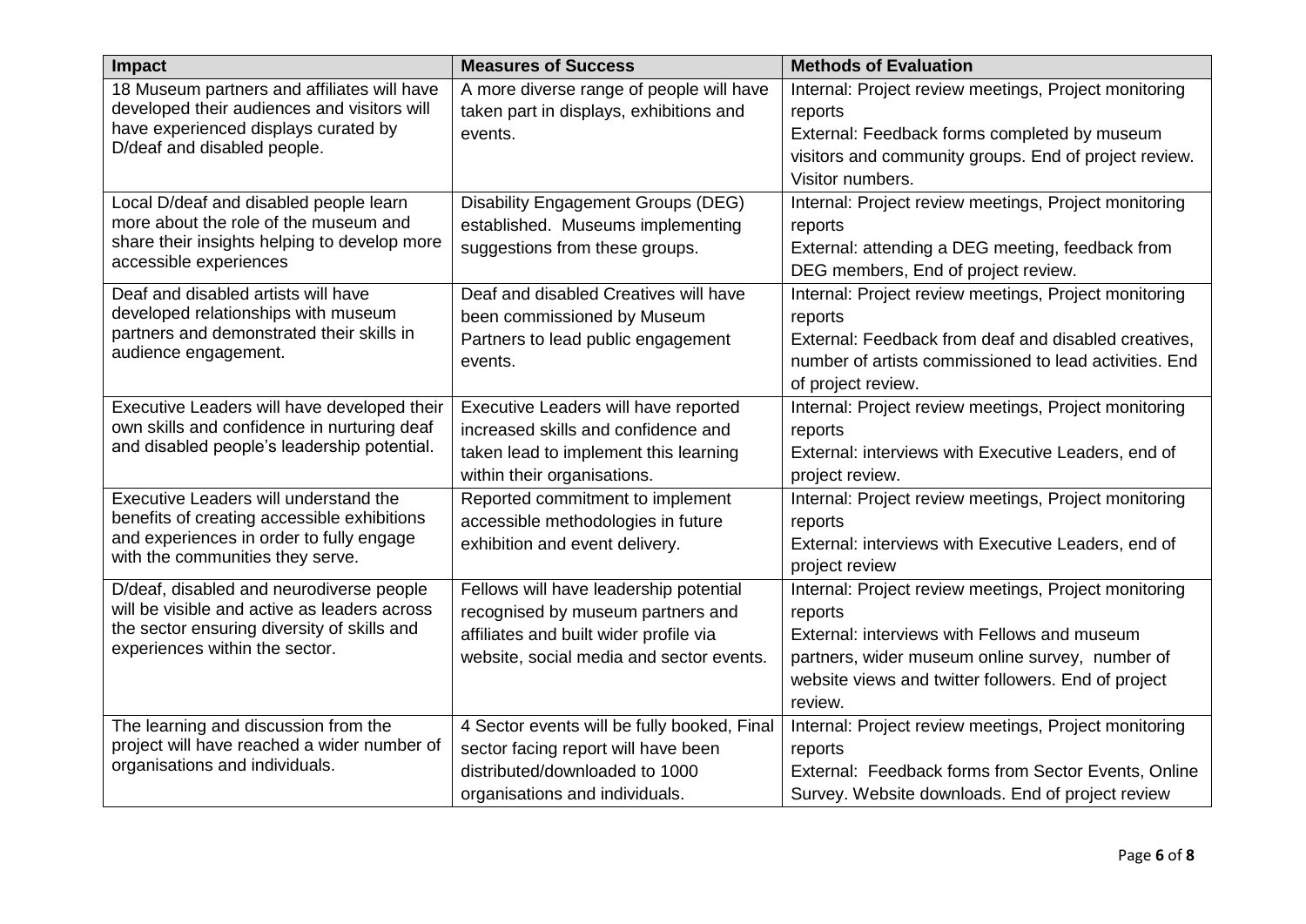| Impact | Measures of Success | Methods of Evaluation |
|---|---|---|
| 18 Museum partners and affiliates will have developed their audiences and visitors will have experienced displays curated by D/deaf and disabled people. | A more diverse range of people will have taken part in displays, exhibitions and events. | Internal: Project review meetings, Project monitoring reports<br>External: Feedback forms completed by museum visitors and community groups. End of project review. Visitor numbers. |
| Local D/deaf and disabled people learn more about the role of the museum and share their insights helping to develop more accessible experiences | Disability Engagement Groups (DEG) established. Museums implementing suggestions from these groups. | Internal: Project review meetings, Project monitoring reports<br>External: attending a DEG meeting, feedback from DEG members, End of project review. |
| Deaf and disabled artists will have developed relationships with museum partners and demonstrated their skills in audience engagement. | Deaf and disabled Creatives will have been commissioned by Museum Partners to lead public engagement events. | Internal: Project review meetings, Project monitoring reports<br>External: Feedback from deaf and disabled creatives, number of artists commissioned to lead activities. End of project review. |
| Executive Leaders will have developed their own skills and confidence in nurturing deaf and disabled people's leadership potential. | Executive Leaders will have reported increased skills and confidence and taken lead to implement this learning within their organisations. | Internal: Project review meetings, Project monitoring reports<br>External: interviews with Executive Leaders, end of project review. |
| Executive Leaders will understand the benefits of creating accessible exhibitions and experiences in order to fully engage with the communities they serve. | Reported commitment to implement accessible methodologies in future exhibition and event delivery. | Internal: Project review meetings, Project monitoring reports<br>External: interviews with Executive Leaders, end of project review |
| D/deaf, disabled and neurodiverse people will be visible and active as leaders across the sector ensuring diversity of skills and experiences within the sector. | Fellows will have leadership potential recognised by museum partners and affiliates and built wider profile via website, social media and sector events. | Internal: Project review meetings, Project monitoring reports<br>External: interviews with Fellows and museum partners, wider museum online survey, number of website views and twitter followers. End of project review. |
| The learning and discussion from the project will have reached a wider number of organisations and individuals. | 4 Sector events will be fully booked, Final sector facing report will have been distributed/downloaded to 1000 organisations and individuals. | Internal: Project review meetings, Project monitoring reports<br>External: Feedback forms from Sector Events, Online Survey. Website downloads. End of project review |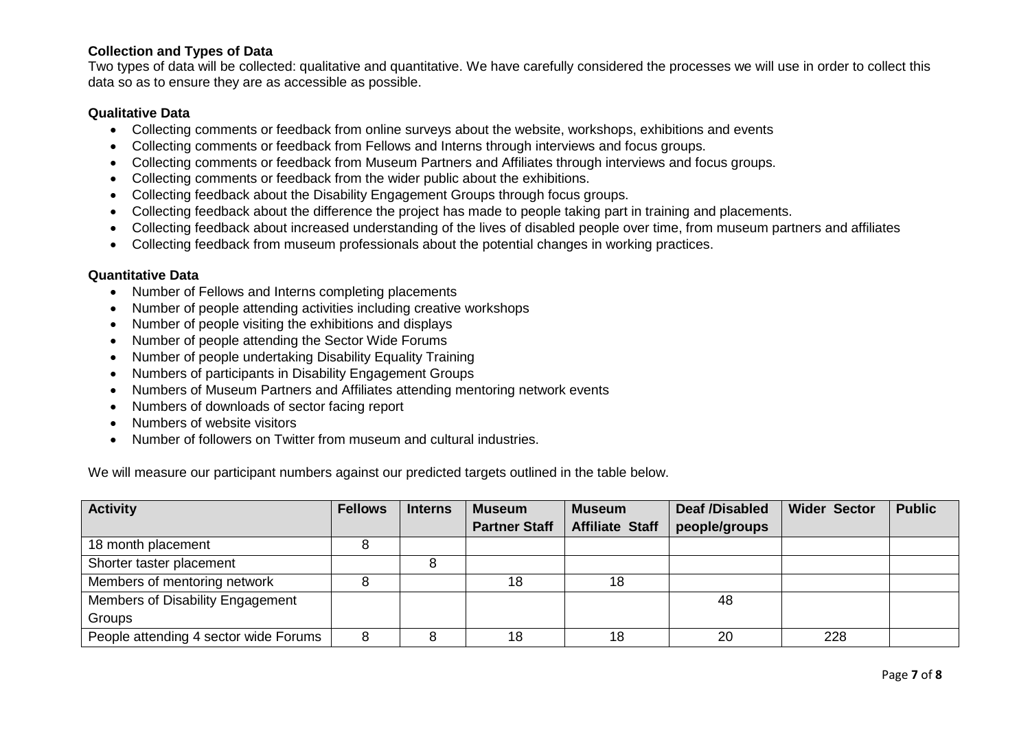**Collection and Types of Data**

Two types of data will be collected: qualitative and quantitative. We have carefully considered the processes we will use in order to collect this data so as to ensure they are as accessible as possible.

**Qualitative Data**

- Collecting comments or feedback from online surveys about the website, workshops, exhibitions and events
- Collecting comments or feedback from Fellows and Interns through interviews and focus groups.
- Collecting comments or feedback from Museum Partners and Affiliates through interviews and focus groups.
- Collecting comments or feedback from the wider public about the exhibitions.
- Collecting feedback about the Disability Engagement Groups through focus groups.
- Collecting feedback about the difference the project has made to people taking part in training and placements.
- Collecting feedback about increased understanding of the lives of disabled people over time, from museum partners and affiliates
- Collecting feedback from museum professionals about the potential changes in working practices.

**Quantitative Data**

- Number of Fellows and Interns completing placements
- Number of people attending activities including creative workshops
- Number of people visiting the exhibitions and displays
- Number of people attending the Sector Wide Forums
- Number of people undertaking Disability Equality Training
- Numbers of participants in Disability Engagement Groups
- Numbers of Museum Partners and Affiliates attending mentoring network events
- Numbers of downloads of sector facing report
- Numbers of website visitors
- Number of followers on Twitter from museum and cultural industries.

We will measure our participant numbers against our predicted targets outlined in the table below.

| Activity | Fellows | Interns | Museum Partner Staff | Museum Affiliate Staff | Deaf /Disabled people/groups | Wider Sector | Public |
|---|---|---|---|---|---|---|---|
| 18 month placement | 8 | | | | | | |
| Shorter taster placement | | 8 | | | | | |
| Members of mentoring network | 8 | | 18 | 18 | | | |
| Members of Disability Engagement Groups | | | | | 48 | | |
| People attending 4 sector wide Forums | 8 | 8 | 18 | 18 | 20 | 228 | |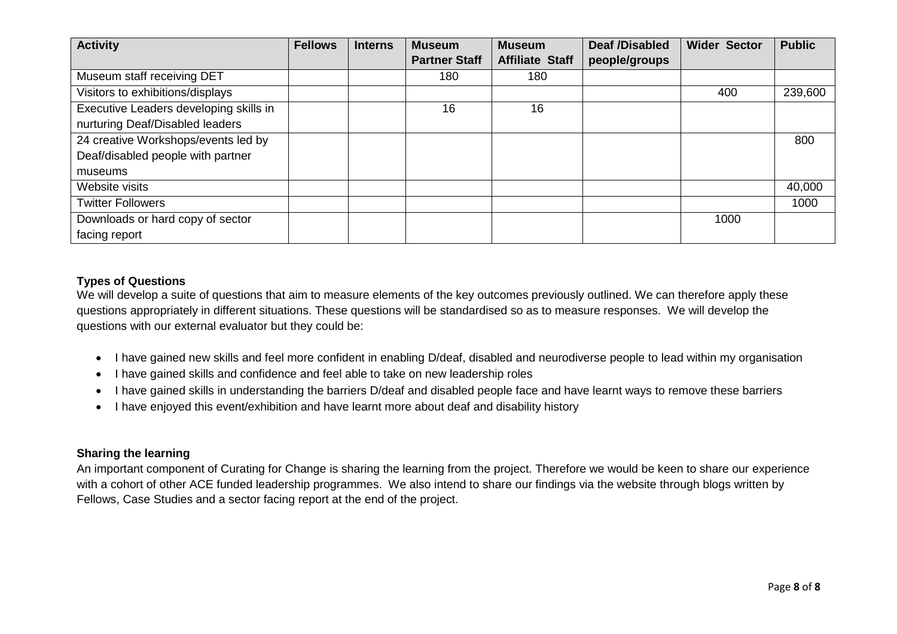| Activity | Fellows | Interns | Museum Partner Staff | Museum Affiliate Staff | Deaf /Disabled people/groups | Wider Sector | Public |
|---|---|---|---|---|---|---|---|
| Museum staff receiving DET | | | 180 | 180 | | | |
| Visitors to exhibitions/displays | | | | | | 400 | 239,600 |
| Executive Leaders developing skills in nurturing Deaf/Disabled leaders | | | 16 | 16 | | | |
| 24 creative Workshops/events led by Deaf/disabled people with partner museums | | | | | | | 800 |
| Website visits | | | | | | | 40,000 |
| Twitter Followers | | | | | | | 1000 |
| Downloads or hard copy of sector facing report | | | | | | 1000 | |

**Types of Questions**

We will develop a suite of questions that aim to measure elements of the key outcomes previously outlined. We can therefore apply these questions appropriately in different situations. These questions will be standardised so as to measure responses. We will develop the questions with our external evaluator but they could be:

- I have gained new skills and feel more confident in enabling D/deaf, disabled and neurodiverse people to lead within my organisation
- I have gained skills and confidence and feel able to take on new leadership roles
- I have gained skills in understanding the barriers D/deaf and disabled people face and have learnt ways to remove these barriers
- I have enjoyed this event/exhibition and have learnt more about deaf and disability history

**Sharing the learning**

An important component of Curating for Change is sharing the learning from the project. Therefore we would be keen to share our experience with a cohort of other ACE funded leadership programmes. We also intend to share our findings via the website through blogs written by Fellows, Case Studies and a sector facing report at the end of the project.